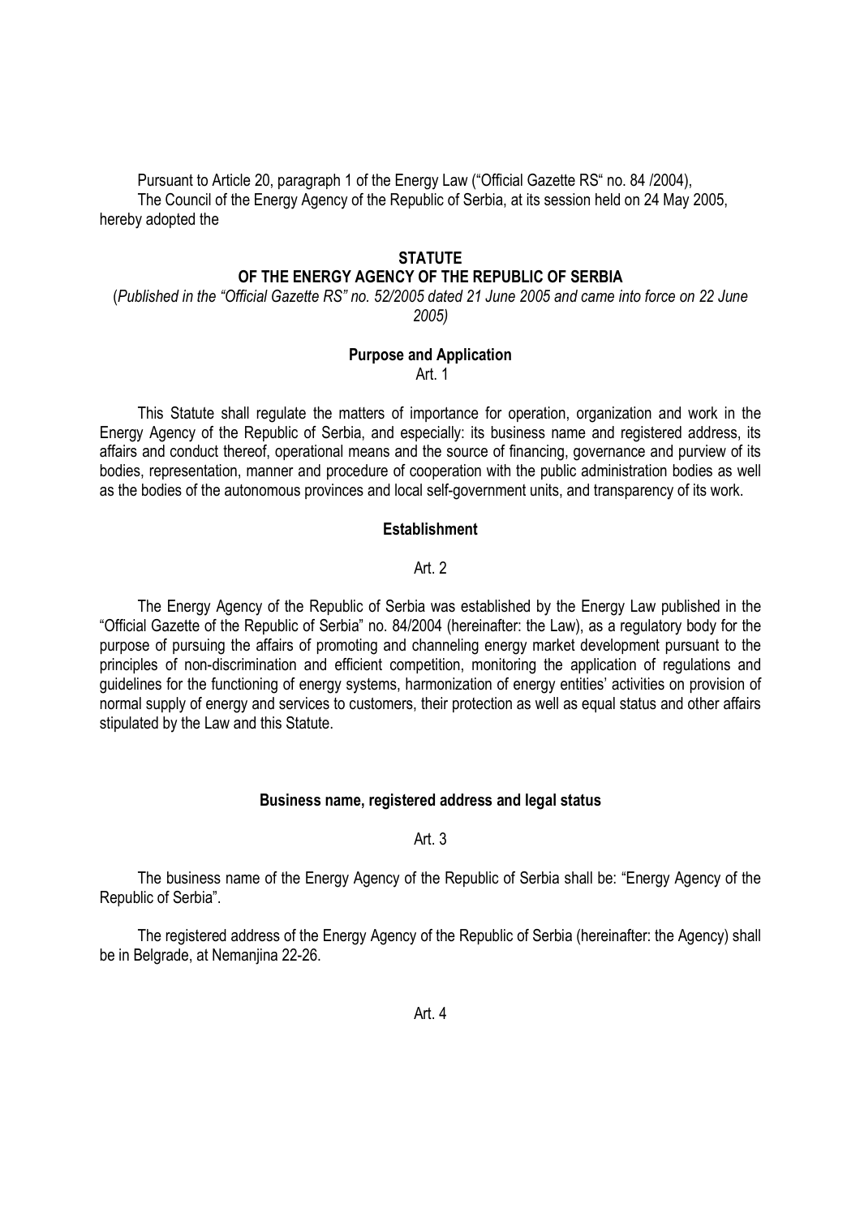Pursuant to Article 20, paragraph 1 of the Energy Law ("Official Gazette RS" no. 84 /2004),

The Council of the Energy Agency of the Republic of Serbia, at its session held on 24 May 2005, hereby adopted the

# STATUTE
# OF THE ENERGY AGENCY OF THE REPUBLIC OF SERBIA

(*Published in the "Official Gazette RS" no. 52/2005 dated 21 June 2005 and came into force on 22 June 2005)*

### Purpose and Application

Art. 1

This Statute shall regulate the matters of importance for operation, organization and work in the Energy Agency of the Republic of Serbia, and especially: its business name and registered address, its affairs and conduct thereof, operational means and the source of financing, governance and purview of its bodies, representation, manner and procedure of cooperation with the public administration bodies as well as the bodies of the autonomous provinces and local self-government units, and transparency of its work.

### Establishment

Art. 2

The Energy Agency of the Republic of Serbia was established by the Energy Law published in the "Official Gazette of the Republic of Serbia" no. 84/2004 (hereinafter: the Law), as a regulatory body for the purpose of pursuing the affairs of promoting and channeling energy market development pursuant to the principles of non-discrimination and efficient competition, monitoring the application of regulations and guidelines for the functioning of energy systems, harmonization of energy entities' activities on provision of normal supply of energy and services to customers, their protection as well as equal status and other affairs stipulated by the Law and this Statute.

### Business name, registered address and legal status

Art. 3

The business name of the Energy Agency of the Republic of Serbia shall be: "Energy Agency of the Republic of Serbia".

The registered address of the Energy Agency of the Republic of Serbia (hereinafter: the Agency) shall be in Belgrade, at Nemanjina 22-26.

Art. 4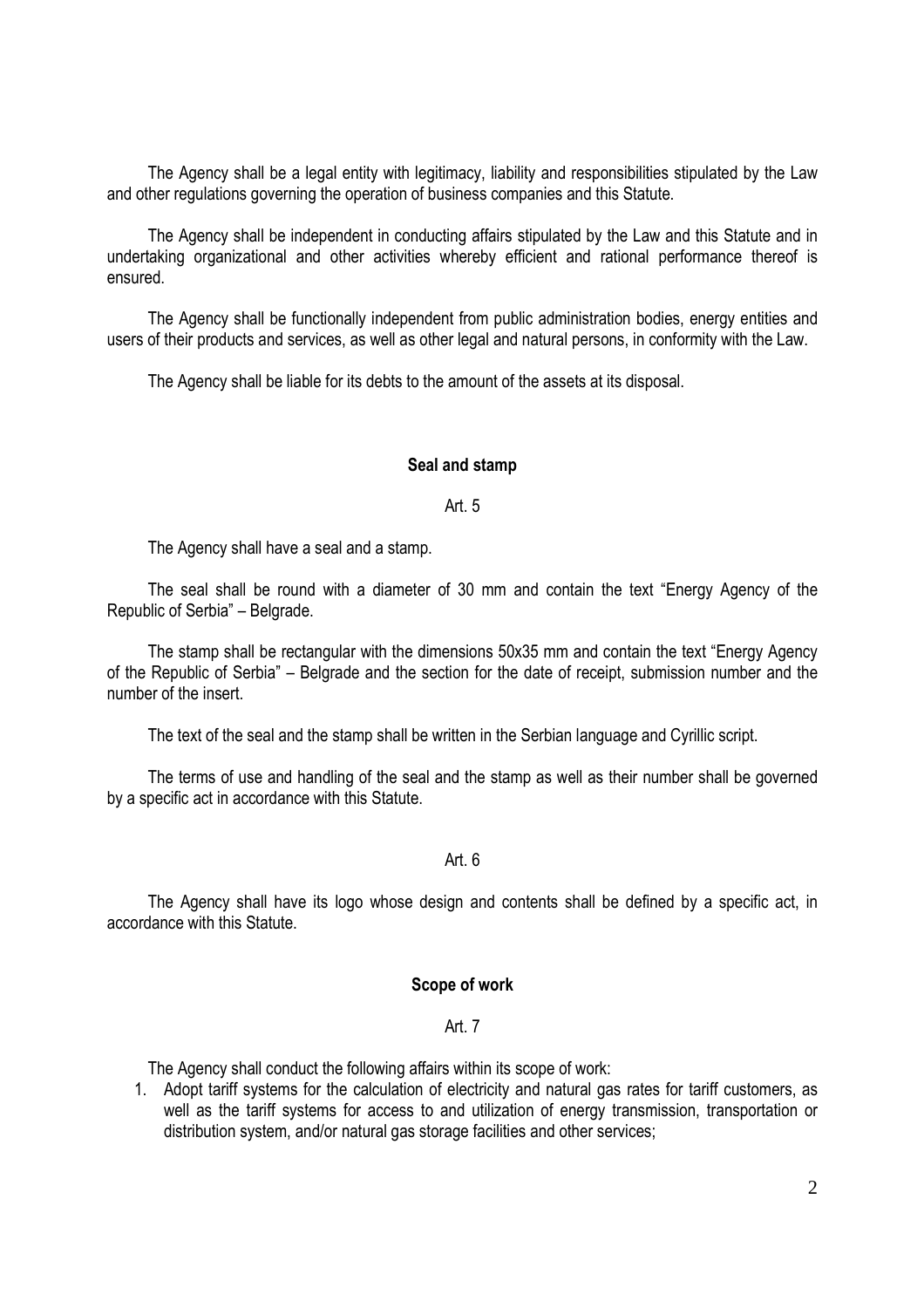The Agency shall be a legal entity with legitimacy, liability and responsibilities stipulated by the Law and other regulations governing the operation of business companies and this Statute.

The Agency shall be independent in conducting affairs stipulated by the Law and this Statute and in undertaking organizational and other activities whereby efficient and rational performance thereof is ensured.

The Agency shall be functionally independent from public administration bodies, energy entities and users of their products and services, as well as other legal and natural persons, in conformity with the Law.

The Agency shall be liable for its debts to the amount of the assets at its disposal.

**Seal and stamp**

Art. 5

The Agency shall have a seal and a stamp.

The seal shall be round with a diameter of 30 mm and contain the text "Energy Agency of the Republic of Serbia" – Belgrade.

The stamp shall be rectangular with the dimensions 50x35 mm and contain the text "Energy Agency of the Republic of Serbia" – Belgrade and the section for the date of receipt, submission number and the number of the insert.

The text of the seal and the stamp shall be written in the Serbian language and Cyrillic script.

The terms of use and handling of the seal and the stamp as well as their number shall be governed by a specific act in accordance with this Statute.

Art. 6

The Agency shall have its logo whose design and contents shall be defined by a specific act, in accordance with this Statute.

**Scope of work**

Art. 7

The Agency shall conduct the following affairs within its scope of work:

1. Adopt tariff systems for the calculation of electricity and natural gas rates for tariff customers, as well as the tariff systems for access to and utilization of energy transmission, transportation or distribution system, and/or natural gas storage facilities and other services;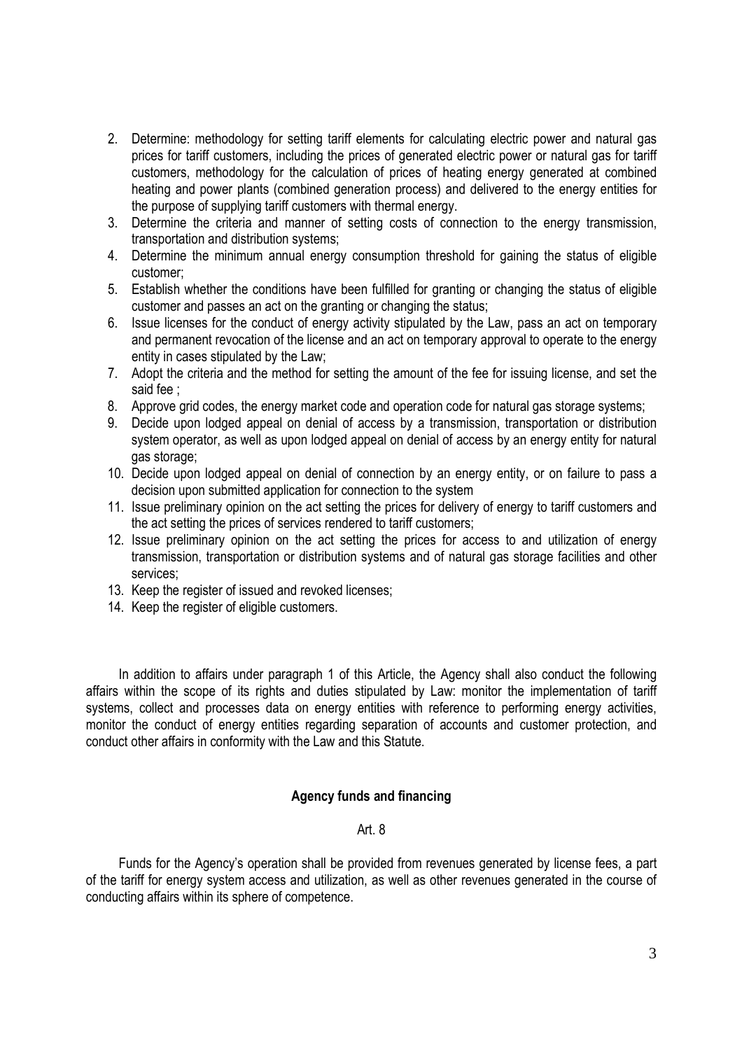2. Determine: methodology for setting tariff elements for calculating electric power and natural gas prices for tariff customers, including the prices of generated electric power or natural gas for tariff customers, methodology for the calculation of prices of heating energy generated at combined heating and power plants (combined generation process) and delivered to the energy entities for the purpose of supplying tariff customers with thermal energy.
3. Determine the criteria and manner of setting costs of connection to the energy transmission, transportation and distribution systems;
4. Determine the minimum annual energy consumption threshold for gaining the status of eligible customer;
5. Establish whether the conditions have been fulfilled for granting or changing the status of eligible customer and passes an act on the granting or changing the status;
6. Issue licenses for the conduct of energy activity stipulated by the Law, pass an act on temporary and permanent revocation of the license and an act on temporary approval to operate to the energy entity in cases stipulated by the Law;
7. Adopt the criteria and the method for setting the amount of the fee for issuing license, and set the said fee ;
8. Approve grid codes, the energy market code and operation code for natural gas storage systems;
9. Decide upon lodged appeal on denial of access by a transmission, transportation or distribution system operator, as well as upon lodged appeal on denial of access by an energy entity for natural gas storage;
10. Decide upon lodged appeal on denial of connection by an energy entity, or on failure to pass a decision upon submitted application for connection to the system
11. Issue preliminary opinion on the act setting the prices for delivery of energy to tariff customers and the act setting the prices of services rendered to tariff customers;
12. Issue preliminary opinion on the act setting the prices for access to and utilization of energy transmission, transportation or distribution systems and of natural gas storage facilities and other services;
13. Keep the register of issued and revoked licenses;
14. Keep the register of eligible customers.

In addition to affairs under paragraph 1 of this Article, the Agency shall also conduct the following affairs within the scope of its rights and duties stipulated by Law: monitor the implementation of tariff systems, collect and processes data on energy entities with reference to performing energy activities, monitor the conduct of energy entities regarding separation of accounts and customer protection, and conduct other affairs in conformity with the Law and this Statute.

**Agency funds and financing**

Art. 8

Funds for the Agency's operation shall be provided from revenues generated by license fees, a part of the tariff for energy system access and utilization, as well as other revenues generated in the course of conducting affairs within its sphere of competence.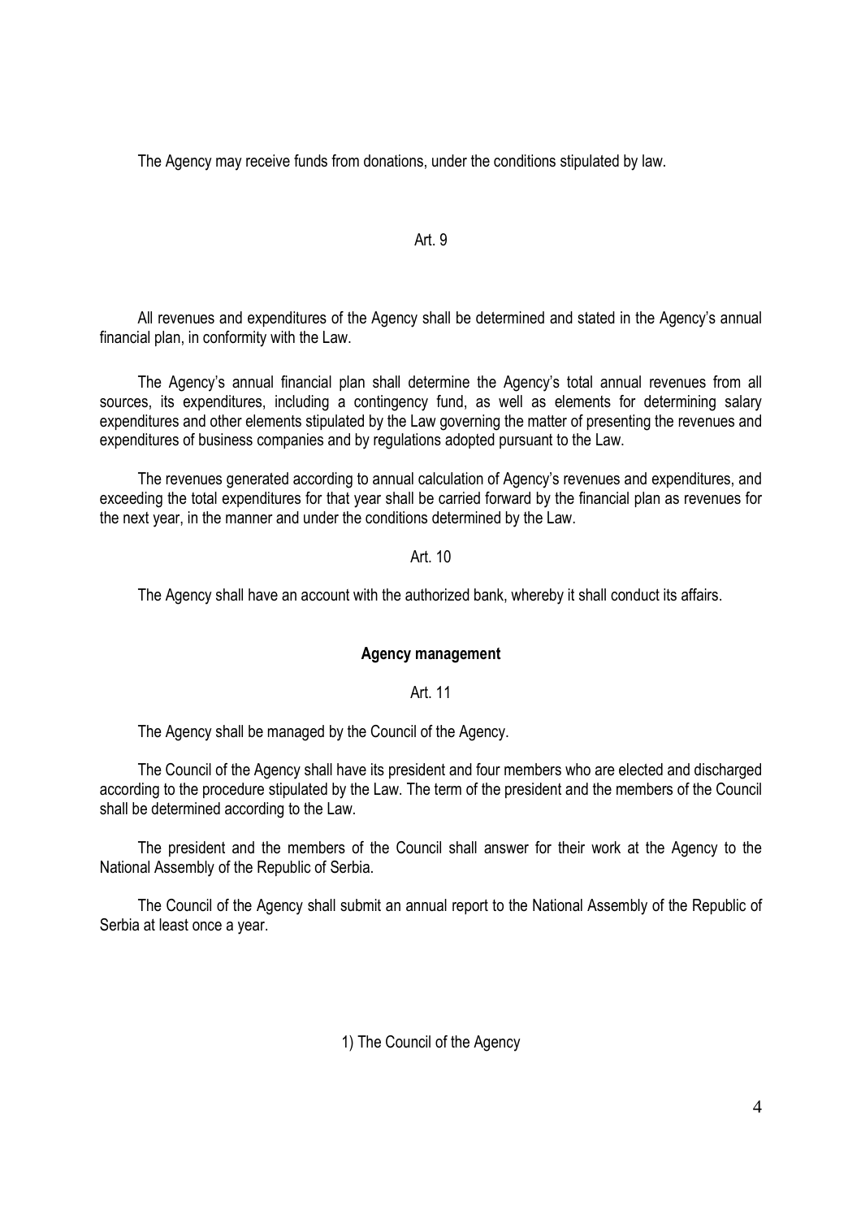The Agency may receive funds from donations, under the conditions stipulated by law.

Art. 9

All revenues and expenditures of the Agency shall be determined and stated in the Agency's annual financial plan, in conformity with the Law.

The Agency's annual financial plan shall determine the Agency's total annual revenues from all sources, its expenditures, including a contingency fund, as well as elements for determining salary expenditures and other elements stipulated by the Law governing the matter of presenting the revenues and expenditures of business companies and by regulations adopted pursuant to the Law.

The revenues generated according to annual calculation of Agency's revenues and expenditures, and exceeding the total expenditures for that year shall be carried forward by the financial plan as revenues for the next year, in the manner and under the conditions determined by the Law.

Art. 10

The Agency shall have an account with the authorized bank, whereby it shall conduct its affairs.

**Agency management**

Art. 11

The Agency shall be managed by the Council of the Agency.

The Council of the Agency shall have its president and four members who are elected and discharged according to the procedure stipulated by the Law. The term of the president and the members of the Council shall be determined according to the Law.

The president and the members of the Council shall answer for their work at the Agency to the National Assembly of the Republic of Serbia.

The Council of the Agency shall submit an annual report to the National Assembly of the Republic of Serbia at least once a year.

1) The Council of the Agency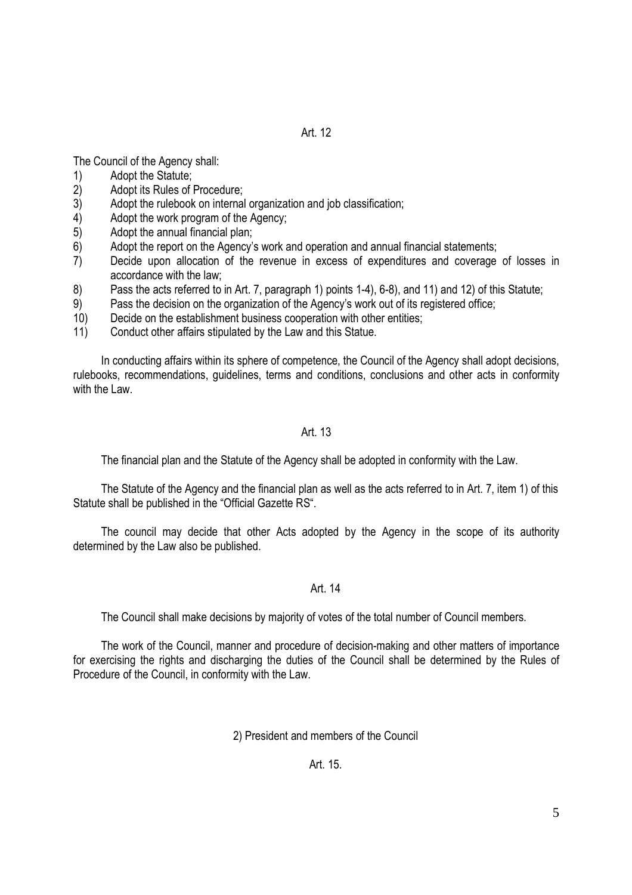### Art. 12

The Council of the Agency shall:

1) Adopt the Statute;
2) Adopt its Rules of Procedure;
3) Adopt the rulebook on internal organization and job classification;
4) Adopt the work program of the Agency;
5) Adopt the annual financial plan;
6) Adopt the report on the Agency's work and operation and annual financial statements;
7) Decide upon allocation of the revenue in excess of expenditures and coverage of losses in accordance with the law;
8) Pass the acts referred to in Art. 7, paragraph 1) points 1-4), 6-8), and 11) and 12) of this Statute;
9) Pass the decision on the organization of the Agency's work out of its registered office;
10) Decide on the establishment business cooperation with other entities;
11) Conduct other affairs stipulated by the Law and this Statue.

In conducting affairs within its sphere of competence, the Council of the Agency shall adopt decisions, rulebooks, recommendations, guidelines, terms and conditions, conclusions and other acts in conformity with the Law.

### Art. 13

The financial plan and the Statute of the Agency shall be adopted in conformity with the Law.

The Statute of the Agency and the financial plan as well as the acts referred to in Art. 7, item 1) of this Statute shall be published in the "Official Gazette RS".

The council may decide that other Acts adopted by the Agency in the scope of its authority determined by the Law also be published.

### Art. 14

The Council shall make decisions by majority of votes of the total number of Council members.

The work of the Council, manner and procedure of decision-making and other matters of importance for exercising the rights and discharging the duties of the Council shall be determined by the Rules of Procedure of the Council, in conformity with the Law.

## 2) President and members of the Council

### Art. 15.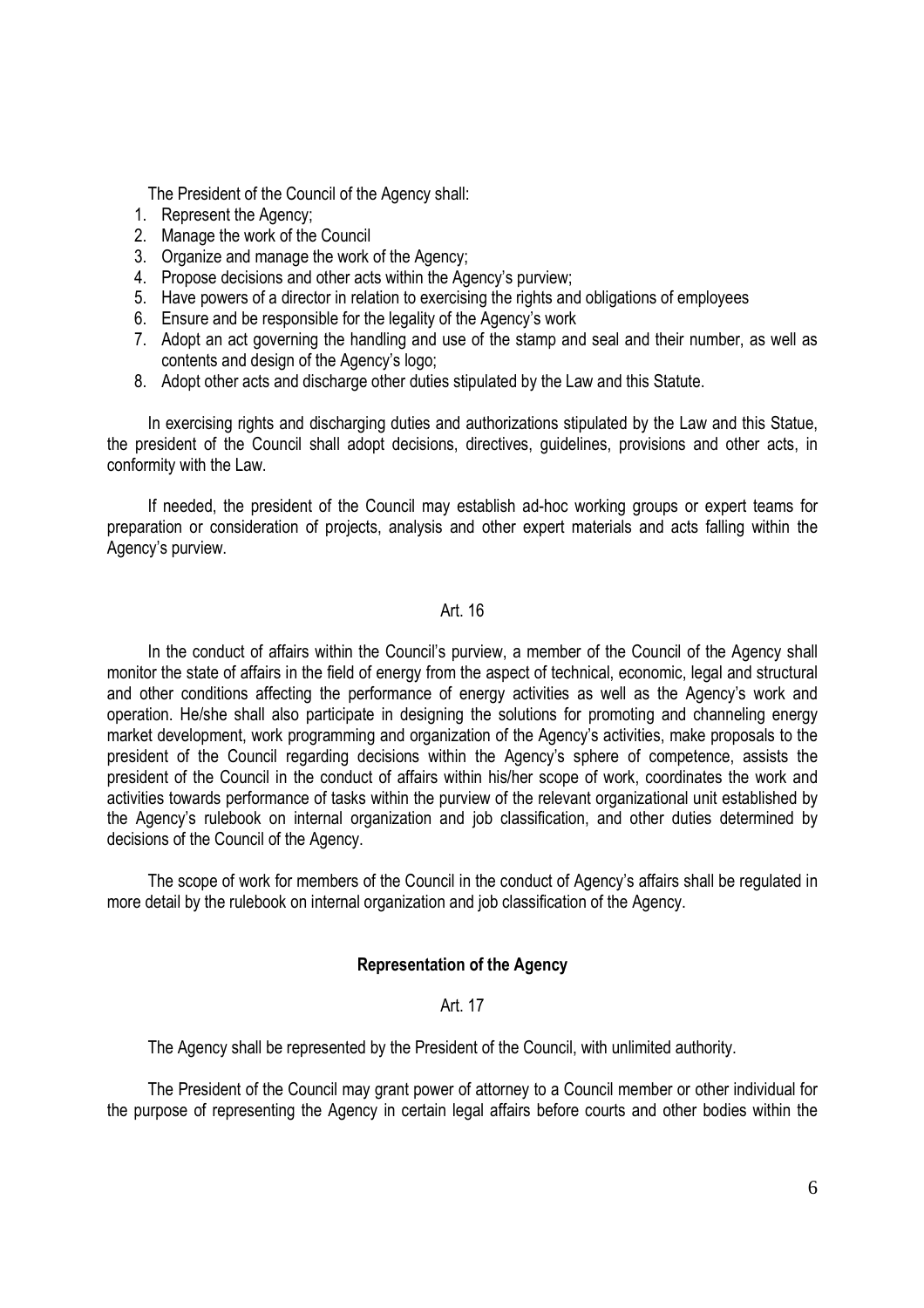The President of the Council of the Agency shall:

1. Represent the Agency;
2. Manage the work of the Council
3. Organize and manage the work of the Agency;
4. Propose decisions and other acts within the Agency's purview;
5. Have powers of a director in relation to exercising the rights and obligations of employees
6. Ensure and be responsible for the legality of the Agency's work
7. Adopt an act governing the handling and use of the stamp and seal and their number, as well as contents and design of the Agency's logo;
8. Adopt other acts and discharge other duties stipulated by the Law and this Statute.

In exercising rights and discharging duties and authorizations stipulated by the Law and this Statue, the president of the Council shall adopt decisions, directives, guidelines, provisions and other acts, in conformity with the Law.

If needed, the president of the Council may establish ad-hoc working groups or expert teams for preparation or consideration of projects, analysis and other expert materials and acts falling within the Agency's purview.

Art. 16

In the conduct of affairs within the Council's purview, a member of the Council of the Agency shall monitor the state of affairs in the field of energy from the aspect of technical, economic, legal and structural and other conditions affecting the performance of energy activities as well as the Agency's work and operation. He/she shall also participate in designing the solutions for promoting and channeling energy market development, work programming and organization of the Agency's activities, make proposals to the president of the Council regarding decisions within the Agency's sphere of competence, assists the president of the Council in the conduct of affairs within his/her scope of work, coordinates the work and activities towards performance of tasks within the purview of the relevant organizational unit established by the Agency's rulebook on internal organization and job classification, and other duties determined by decisions of the Council of the Agency.

The scope of work for members of the Council in the conduct of Agency's affairs shall be regulated in more detail by the rulebook on internal organization and job classification of the Agency.

**Representation of the Agency**

Art. 17

The Agency shall be represented by the President of the Council, with unlimited authority.

The President of the Council may grant power of attorney to a Council member or other individual for the purpose of representing the Agency in certain legal affairs before courts and other bodies within the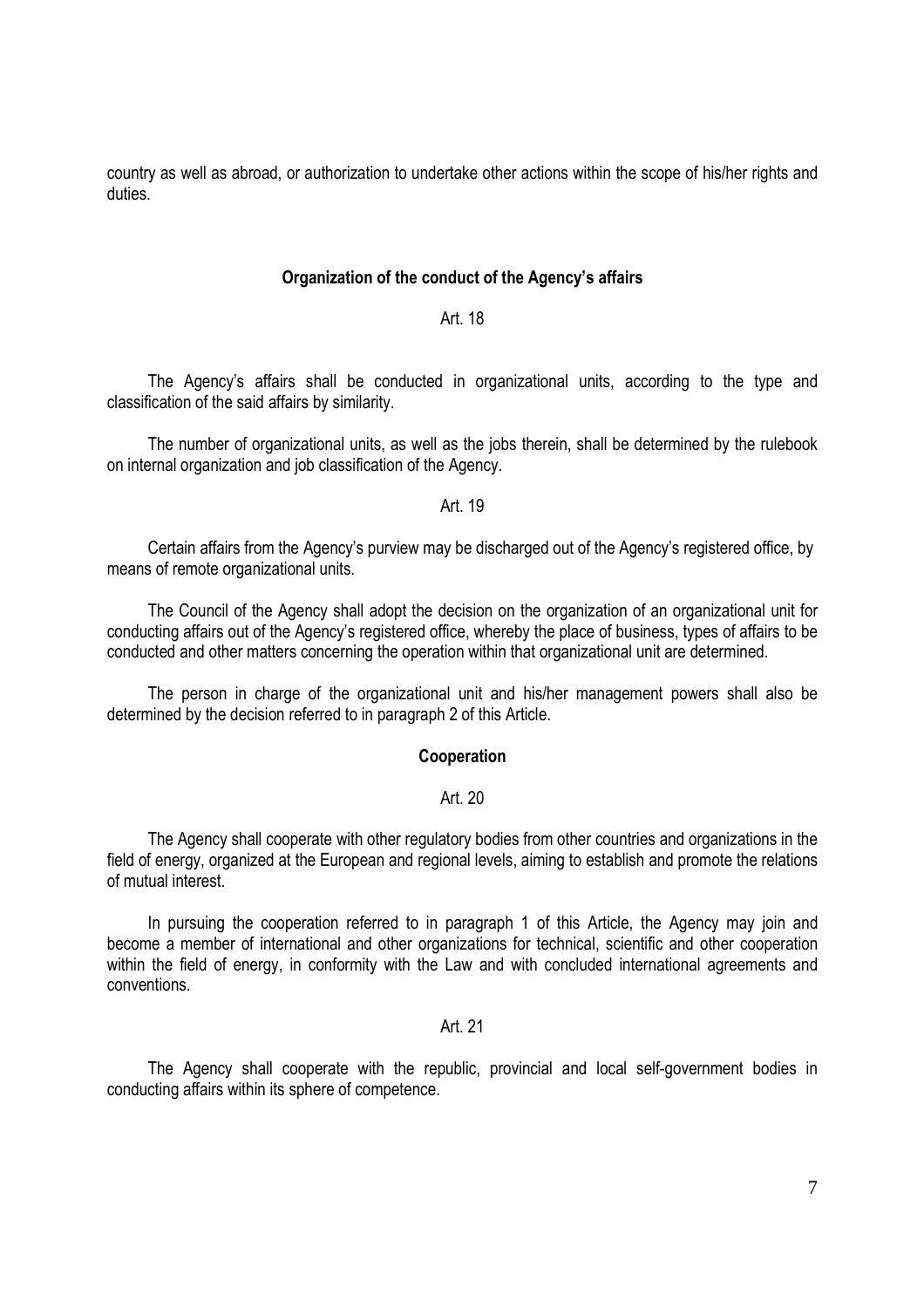country as well as abroad, or authorization to undertake other actions within the scope of his/her rights and duties.

### Organization of the conduct of the Agency's affairs

Art. 18

The Agency's affairs shall be conducted in organizational units, according to the type and classification of the said affairs by similarity.

The number of organizational units, as well as the jobs therein, shall be determined by the rulebook on internal organization and job classification of the Agency.

Art. 19

Certain affairs from the Agency's purview may be discharged out of the Agency's registered office, by means of remote organizational units.

The Council of the Agency shall adopt the decision on the organization of an organizational unit for conducting affairs out of the Agency's registered office, whereby the place of business, types of affairs to be conducted and other matters concerning the operation within that organizational unit are determined.

The person in charge of the organizational unit and his/her management powers shall also be determined by the decision referred to in paragraph 2 of this Article.

### Cooperation

Art. 20

The Agency shall cooperate with other regulatory bodies from other countries and organizations in the field of energy, organized at the European and regional levels, aiming to establish and promote the relations of mutual interest.

In pursuing the cooperation referred to in paragraph 1 of this Article, the Agency may join and become a member of international and other organizations for technical, scientific and other cooperation within the field of energy, in conformity with the Law and with concluded international agreements and conventions.

Art. 21

The Agency shall cooperate with the republic, provincial and local self-government bodies in conducting affairs within its sphere of competence.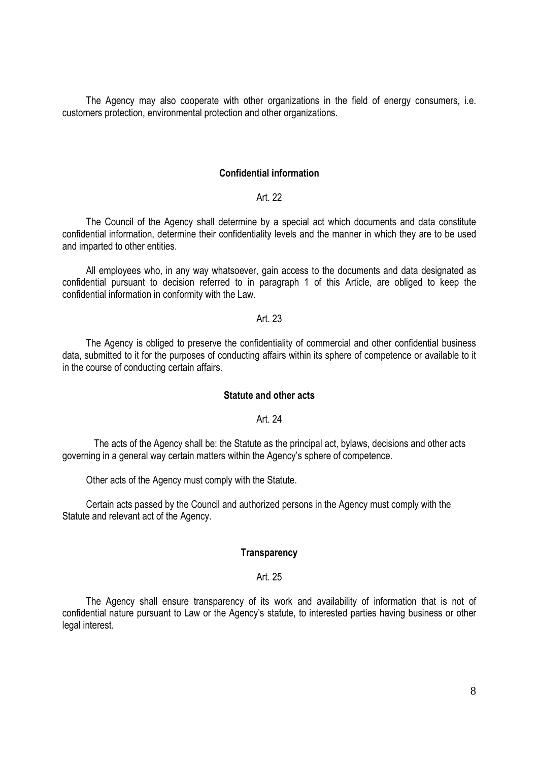The Agency may also cooperate with other organizations in the field of energy consumers, i.e. customers protection, environmental protection and other organizations.

### Confidential information

Art. 22

The Council of the Agency shall determine by a special act which documents and data constitute confidential information, determine their confidentiality levels and the manner in which they are to be used and imparted to other entities.

All employees who, in any way whatsoever, gain access to the documents and data designated as confidential pursuant to decision referred to in paragraph 1 of this Article, are obliged to keep the confidential information in conformity with the Law.

Art. 23

The Agency is obliged to preserve the confidentiality of commercial and other confidential business data, submitted to it for the purposes of conducting affairs within its sphere of competence or available to it in the course of conducting certain affairs.

### Statute and other acts

Art. 24

The acts of the Agency shall be: the Statute as the principal act, bylaws, decisions and other acts governing in a general way certain matters within the Agency's sphere of competence.

Other acts of the Agency must comply with the Statute.

Certain acts passed by the Council and authorized persons in the Agency must comply with the Statute and relevant act of the Agency.

### Transparency

Art. 25

The Agency shall ensure transparency of its work and availability of information that is not of confidential nature pursuant to Law or the Agency's statute, to interested parties having business or other legal interest.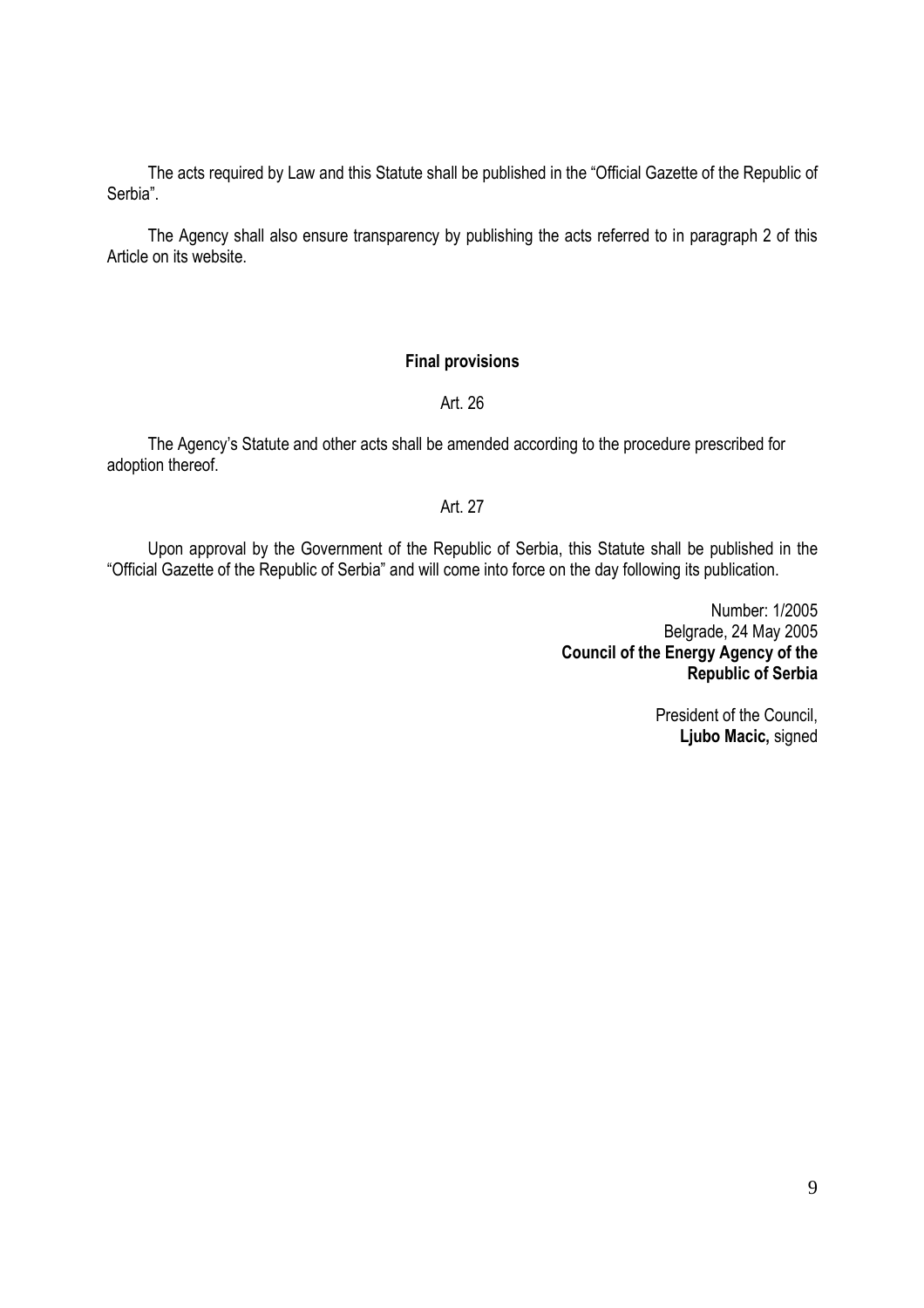The acts required by Law and this Statute shall be published in the "Official Gazette of the Republic of Serbia".

The Agency shall also ensure transparency by publishing the acts referred to in paragraph 2 of this Article on its website.

## Final provisions

Art. 26

The Agency's Statute and other acts shall be amended according to the procedure prescribed for adoption thereof.

Art. 27

Upon approval by the Government of the Republic of Serbia, this Statute shall be published in the "Official Gazette of the Republic of Serbia" and will come into force on the day following its publication.

Number: 1/2005
Belgrade, 24 May 2005
**Council of the Energy Agency of the Republic of Serbia**

President of the Council,
**Ljubo Macic,** signed